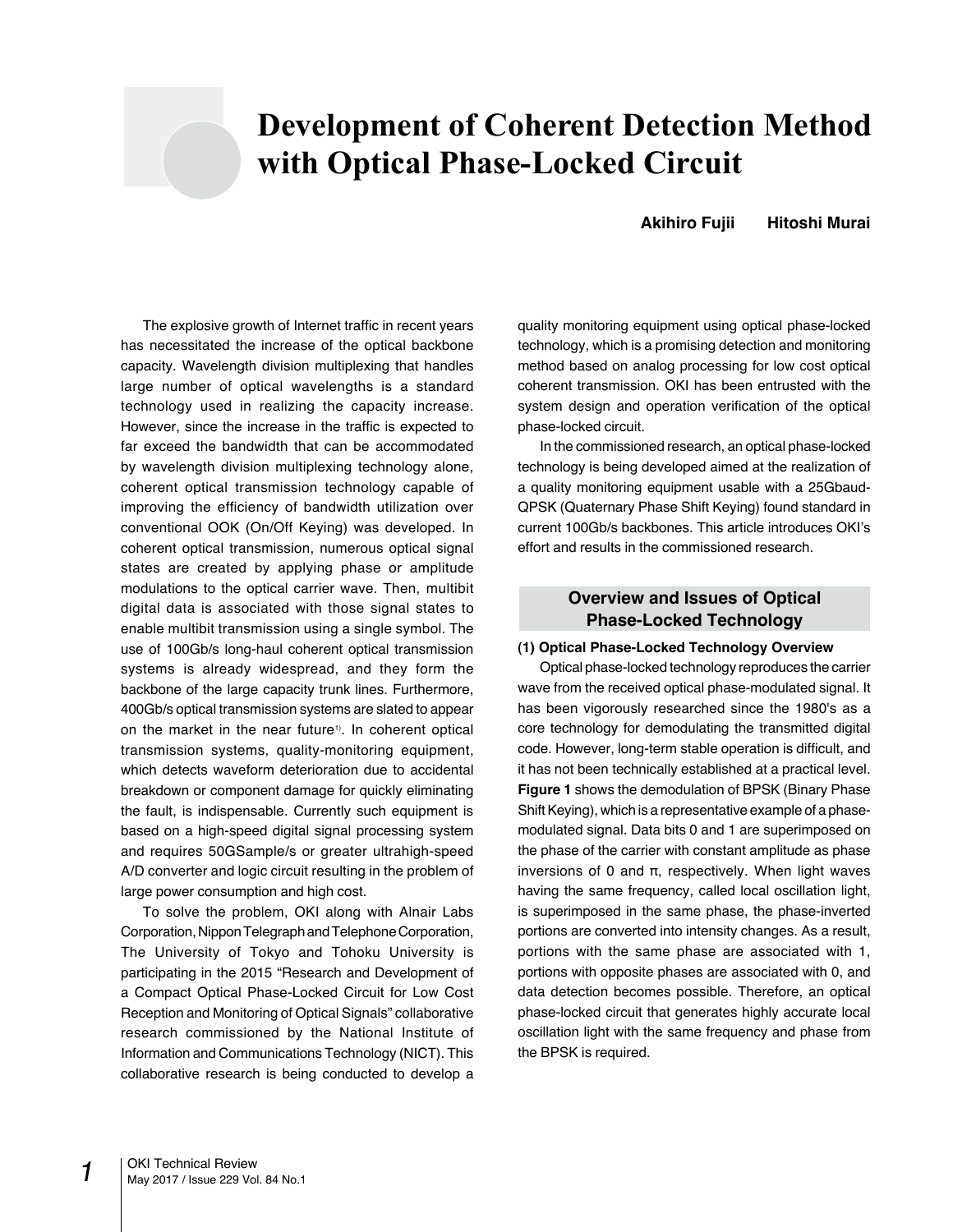# Development of Coherent Detection Method with Optical Phase-Locked Circuit

**Akihiro Fujii　　Hitoshi Murai**

The explosive growth of Internet traffic in recent years has necessitated the increase of the optical backbone capacity. Wavelength division multiplexing that handles large number of optical wavelengths is a standard technology used in realizing the capacity increase. However, since the increase in the traffic is expected to far exceed the bandwidth that can be accommodated by wavelength division multiplexing technology alone, coherent optical transmission technology capable of improving the efficiency of bandwidth utilization over conventional OOK (On/Off Keying) was developed. In coherent optical transmission, numerous optical signal states are created by applying phase or amplitude modulations to the optical carrier wave. Then, multibit digital data is associated with those signal states to enable multibit transmission using a single symbol. The use of 100Gb/s long-haul coherent optical transmission systems is already widespread, and they form the backbone of the large capacity trunk lines. Furthermore, 400Gb/s optical transmission systems are slated to appear on the market in the near future[1]. In coherent optical transmission systems, quality-monitoring equipment, which detects waveform deterioration due to accidental breakdown or component damage for quickly eliminating the fault, is indispensable. Currently such equipment is based on a high-speed digital signal processing system and requires 50GSample/s or greater ultrahigh-speed A/D converter and logic circuit resulting in the problem of large power consumption and high cost.

To solve the problem, OKI along with Alnair Labs Corporation, Nippon Telegraph and Telephone Corporation, The University of Tokyo and Tohoku University is participating in the 2015 "Research and Development of a Compact Optical Phase-Locked Circuit for Low Cost Reception and Monitoring of Optical Signals" collaborative research commissioned by the National Institute of Information and Communications Technology (NICT). This collaborative research is being conducted to develop a quality monitoring equipment using optical phase-locked technology, which is a promising detection and monitoring method based on analog processing for low cost optical coherent transmission. OKI has been entrusted with the system design and operation verification of the optical phase-locked circuit.

In the commissioned research, an optical phase-locked technology is being developed aimed at the realization of a quality monitoring equipment usable with a 25Gbaud-QPSK (Quaternary Phase Shift Keying) found standard in current 100Gb/s backbones. This article introduces OKI's effort and results in the commissioned research.

## Overview and Issues of Optical Phase-Locked Technology

### (1) Optical Phase-Locked Technology Overview

Optical phase-locked technology reproduces the carrier wave from the received optical phase-modulated signal. It has been vigorously researched since the 1980's as a core technology for demodulating the transmitted digital code. However, long-term stable operation is difficult, and it has not been technically established at a practical level. **Figure 1** shows the demodulation of BPSK (Binary Phase Shift Keying), which is a representative example of a phase-modulated signal. Data bits 0 and 1 are superimposed on the phase of the carrier with constant amplitude as phase inversions of 0 and π, respectively. When light waves having the same frequency, called local oscillation light, is superimposed in the same phase, the phase-inverted portions are converted into intensity changes. As a result, portions with the same phase are associated with 1, portions with opposite phases are associated with 0, and data detection becomes possible. Therefore, an optical phase-locked circuit that generates highly accurate local oscillation light with the same frequency and phase from the BPSK is required.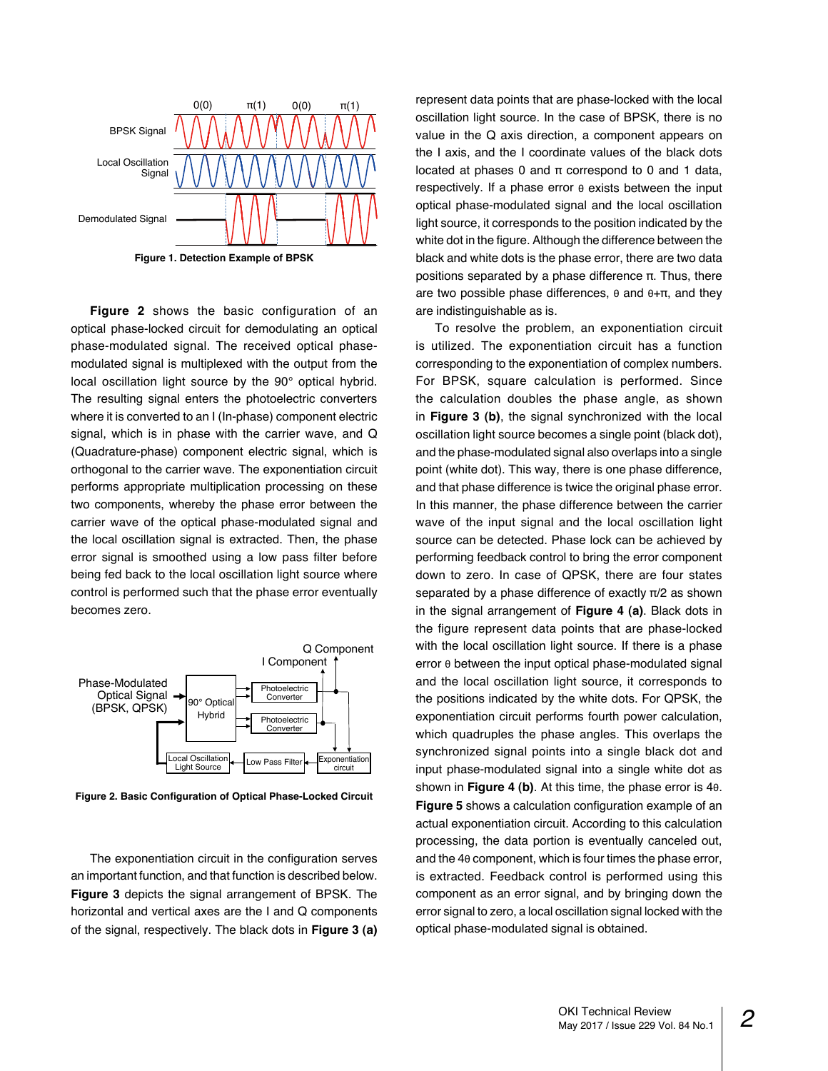Figure 1. Detection Example of BPSK

**Figure 2** shows the basic configuration of an optical phase-locked circuit for demodulating an optical phase-modulated signal. The received optical phase-modulated signal is multiplexed with the output from the local oscillation light source by the 90° optical hybrid. The resulting signal enters the photoelectric converters where it is converted to an I (In-phase) component electric signal, which is in phase with the carrier wave, and Q (Quadrature-phase) component electric signal, which is orthogonal to the carrier wave. The exponentiation circuit performs appropriate multiplication processing on these two components, whereby the phase error between the carrier wave of the optical phase-modulated signal and the local oscillation signal is extracted. Then, the phase error signal is smoothed using a low pass filter before being fed back to the local oscillation light source where control is performed such that the phase error eventually becomes zero.

Figure 2. Basic Configuration of Optical Phase-Locked Circuit

The exponentiation circuit in the configuration serves an important function, and that function is described below. **Figure 3** depicts the signal arrangement of BPSK. The horizontal and vertical axes are the I and Q components of the signal, respectively. The black dots in **Figure 3 (a)** represent data points that are phase-locked with the local oscillation light source. In the case of BPSK, there is no value in the Q axis direction, a component appears on the I axis, and the I coordinate values of the black dots located at phases 0 and π correspond to 0 and 1 data, respectively. If a phase error θ exists between the input optical phase-modulated signal and the local oscillation light source, it corresponds to the position indicated by the white dot in the figure. Although the difference between the black and white dots is the phase error, there are two data positions separated by a phase difference π. Thus, there are two possible phase differences, θ and θ+π, and they are indistinguishable as is.

To resolve the problem, an exponentiation circuit is utilized. The exponentiation circuit has a function corresponding to the exponentiation of complex numbers. For BPSK, square calculation is performed. Since the calculation doubles the phase angle, as shown in **Figure 3 (b)**, the signal synchronized with the local oscillation light source becomes a single point (black dot), and the phase-modulated signal also overlaps into a single point (white dot). This way, there is one phase difference, and that phase difference is twice the original phase error. In this manner, the phase difference between the carrier wave of the input signal and the local oscillation light source can be detected. Phase lock can be achieved by performing feedback control to bring the error component down to zero. In case of QPSK, there are four states separated by a phase difference of exactly π/2 as shown in the signal arrangement of **Figure 4 (a)**. Black dots in the figure represent data points that are phase-locked with the local oscillation light source. If there is a phase error θ between the input optical phase-modulated signal and the local oscillation light source, it corresponds to the positions indicated by the white dots. For QPSK, the exponentiation circuit performs fourth power calculation, which quadruples the phase angles. This overlaps the synchronized signal points into a single black dot and input phase-modulated signal into a single white dot as shown in **Figure 4 (b)**. At this time, the phase error is 4θ. **Figure 5** shows a calculation configuration example of an actual exponentiation circuit. According to this calculation processing, the data portion is eventually canceled out, and the 4θ component, which is four times the phase error, is extracted. Feedback control is performed using this component as an error signal, and by bringing down the error signal to zero, a local oscillation signal locked with the optical phase-modulated signal is obtained.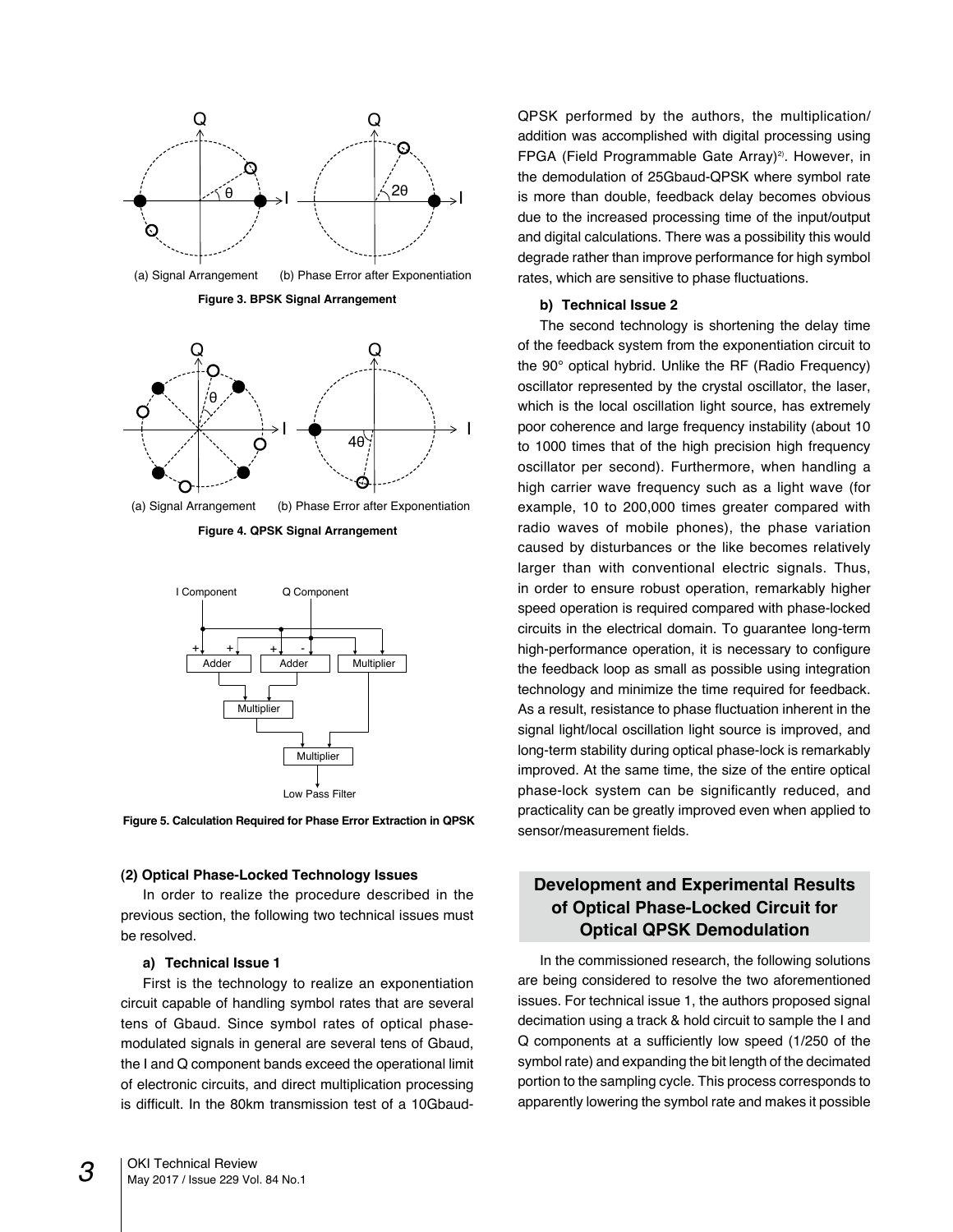(a) Signal Arrangement (b) Phase Error after Exponentiation

**Figure 3. BPSK Signal Arrangement**

(a) Signal Arrangement (b) Phase Error after Exponentiation

**Figure 4. QPSK Signal Arrangement**

**Figure 5. Calculation Required for Phase Error Extraction in QPSK**

### (2) Optical Phase-Locked Technology Issues

In order to realize the procedure described in the previous section, the following two technical issues must be resolved.

#### a) Technical Issue 1

First is the technology to realize an exponentiation circuit capable of handling symbol rates that are several tens of Gbaud. Since symbol rates of optical phase-modulated signals in general are several tens of Gbaud, the I and Q component bands exceed the operational limit of electronic circuits, and direct multiplication processing is difficult. In the 80km transmission test of a 10Gbaud-QPSK performed by the authors, the multiplication/addition was accomplished with digital processing using FPGA (Field Programmable Gate Array)[2]. However, in the demodulation of 25Gbaud-QPSK where symbol rate is more than double, feedback delay becomes obvious due to the increased processing time of the input/output and digital calculations. There was a possibility this would degrade rather than improve performance for high symbol rates, which are sensitive to phase fluctuations.

#### b) Technical Issue 2

The second technology is shortening the delay time of the feedback system from the exponentiation circuit to the 90° optical hybrid. Unlike the RF (Radio Frequency) oscillator represented by the crystal oscillator, the laser, which is the local oscillation light source, has extremely poor coherence and large frequency instability (about 10 to 1000 times that of the high precision high frequency oscillator per second). Furthermore, when handling a high carrier wave frequency such as a light wave (for example, 10 to 200,000 times greater compared with radio waves of mobile phones), the phase variation caused by disturbances or the like becomes relatively larger than with conventional electric signals. Thus, in order to ensure robust operation, remarkably higher speed operation is required compared with phase-locked circuits in the electrical domain. To guarantee long-term high-performance operation, it is necessary to configure the feedback loop as small as possible using integration technology and minimize the time required for feedback. As a result, resistance to phase fluctuation inherent in the signal light/local oscillation light source is improved, and long-term stability during optical phase-lock is remarkably improved. At the same time, the size of the entire optical phase-lock system can be significantly reduced, and practicality can be greatly improved even when applied to sensor/measurement fields.

## Development and Experimental Results of Optical Phase-Locked Circuit for Optical QPSK Demodulation

In the commissioned research, the following solutions are being considered to resolve the two aforementioned issues. For technical issue 1, the authors proposed signal decimation using a track & hold circuit to sample the I and Q components at a sufficiently low speed (1/250 of the symbol rate) and expanding the bit length of the decimated portion to the sampling cycle. This process corresponds to apparently lowering the symbol rate and makes it possible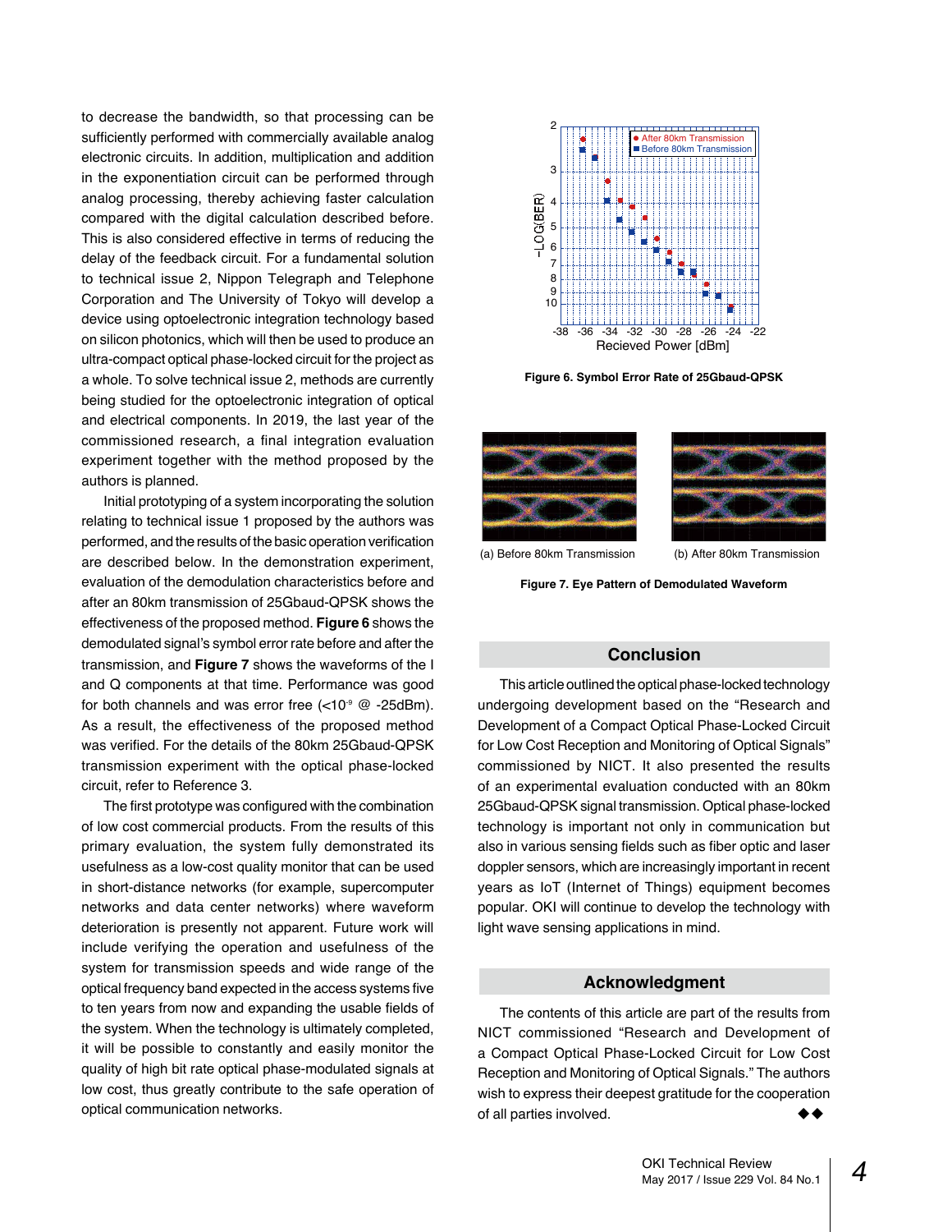to decrease the bandwidth, so that processing can be sufficiently performed with commercially available analog electronic circuits. In addition, multiplication and addition in the exponentiation circuit can be performed through analog processing, thereby achieving faster calculation compared with the digital calculation described before. This is also considered effective in terms of reducing the delay of the feedback circuit. For a fundamental solution to technical issue 2, Nippon Telegraph and Telephone Corporation and The University of Tokyo will develop a device using optoelectronic integration technology based on silicon photonics, which will then be used to produce an ultra-compact optical phase-locked circuit for the project as a whole. To solve technical issue 2, methods are currently being studied for the optoelectronic integration of optical and electrical components. In 2019, the last year of the commissioned research, a final integration evaluation experiment together with the method proposed by the authors is planned.

Initial prototyping of a system incorporating the solution relating to technical issue 1 proposed by the authors was performed, and the results of the basic operation verification are described below. In the demonstration experiment, evaluation of the demodulation characteristics before and after an 80km transmission of 25Gbaud-QPSK shows the effectiveness of the proposed method. **Figure 6** shows the demodulated signal's symbol error rate before and after the transmission, and **Figure 7** shows the waveforms of the I and Q components at that time. Performance was good for both channels and was error free ($<10^{-9}$ @ -25dBm). As a result, the effectiveness of the proposed method was verified. For the details of the 80km 25Gbaud-QPSK transmission experiment with the optical phase-locked circuit, refer to Reference 3.

The first prototype was configured with the combination of low cost commercial products. From the results of this primary evaluation, the system fully demonstrated its usefulness as a low-cost quality monitor that can be used in short-distance networks (for example, supercomputer networks and data center networks) where waveform deterioration is presently not apparent. Future work will include verifying the operation and usefulness of the system for transmission speeds and wide range of the optical frequency band expected in the access systems five to ten years from now and expanding the usable fields of the system. When the technology is ultimately completed, it will be possible to constantly and easily monitor the quality of high bit rate optical phase-modulated signals at low cost, thus greatly contribute to the safe operation of optical communication networks.

**Figure 6. Symbol Error Rate of 25Gbaud-QPSK**

(a) Before 80km Transmission (b) After 80km Transmission

**Figure 7. Eye Pattern of Demodulated Waveform**

## Conclusion

This article outlined the optical phase-locked technology undergoing development based on the "Research and Development of a Compact Optical Phase-Locked Circuit for Low Cost Reception and Monitoring of Optical Signals" commissioned by NICT. It also presented the results of an experimental evaluation conducted with an 80km 25Gbaud-QPSK signal transmission. Optical phase-locked technology is important not only in communication but also in various sensing fields such as fiber optic and laser doppler sensors, which are increasingly important in recent years as IoT (Internet of Things) equipment becomes popular. OKI will continue to develop the technology with light wave sensing applications in mind.

## Acknowledgment

The contents of this article are part of the results from NICT commissioned "Research and Development of a Compact Optical Phase-Locked Circuit for Low Cost Reception and Monitoring of Optical Signals." The authors wish to express their deepest gratitude for the cooperation of all parties involved. ◆◆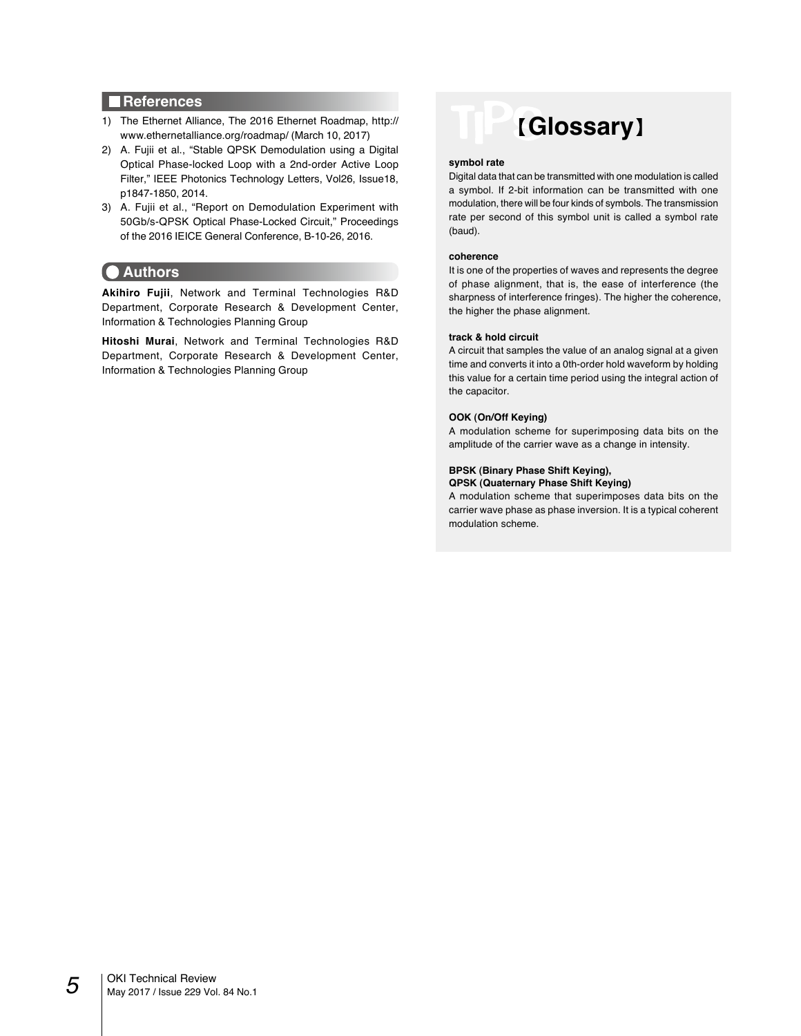## References

1) The Ethernet Alliance, The 2016 Ethernet Roadmap, http://www.ethernetalliance.org/roadmap/ (March 10, 2017)
2) A. Fujii et al., "Stable QPSK Demodulation using a Digital Optical Phase-locked Loop with a 2nd-order Active Loop Filter," IEEE Photonics Technology Letters, Vol26, Issue18, p1847-1850, 2014.
3) A. Fujii et al., "Report on Demodulation Experiment with 50Gb/s-QPSK Optical Phase-Locked Circuit," Proceedings of the 2016 IEICE General Conference, B-10-26, 2016.

## Authors

**Akihiro Fujii**, Network and Terminal Technologies R&D Department, Corporate Research & Development Center, Information & Technologies Planning Group

**Hitoshi Murai**, Network and Terminal Technologies R&D Department, Corporate Research & Development Center, Information & Technologies Planning Group

## TIPS 【Glossary】

**symbol rate**

Digital data that can be transmitted with one modulation is called a symbol. If 2-bit information can be transmitted with one modulation, there will be four kinds of symbols. The transmission rate per second of this symbol unit is called a symbol rate (baud).

**coherence**

It is one of the properties of waves and represents the degree of phase alignment, that is, the ease of interference (the sharpness of interference fringes). The higher the coherence, the higher the phase alignment.

**track & hold circuit**

A circuit that samples the value of an analog signal at a given time and converts it into a 0th-order hold waveform by holding this value for a certain time period using the integral action of the capacitor.

**OOK (On/Off Keying)**

A modulation scheme for superimposing data bits on the amplitude of the carrier wave as a change in intensity.

**BPSK (Binary Phase Shift Keying),**
**QPSK (Quaternary Phase Shift Keying)**

A modulation scheme that superimposes data bits on the carrier wave phase as phase inversion. It is a typical coherent modulation scheme.